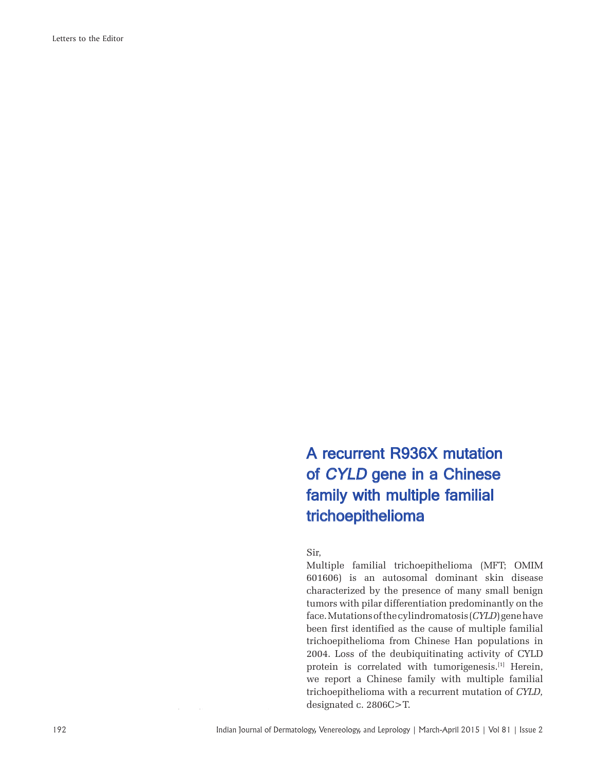# A recurrent R936X mutation of *CYLD* gene in a Chinese family with multiple familial trichoepithelioma

Sir,

Multiple familial trichoepithelioma (MFT; OMIM 601606) is an autosomal dominant skin disease characterized by the presence of many small benign tumors with pilar differentiation predominantly on the face. Mutations of the cylindromatosis (*CYLD*) gene have been first identified as the cause of multiple familial trichoepithelioma from Chinese Han populations in 2004. Loss of the deubiquitinating activity of CYLD protein is correlated with tumorigenesis.[1] Herein, we report a Chinese family with multiple familial trichoepithelioma with a recurrent mutation of *CYLD*, designated c. 2806C>T.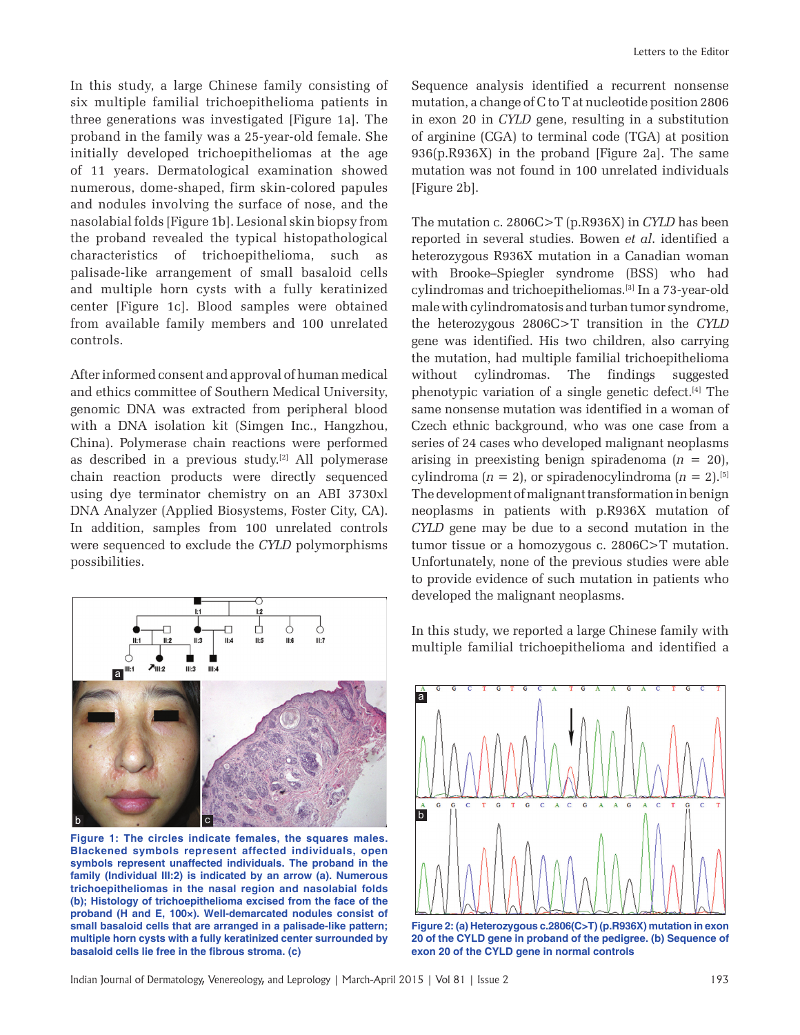In this study, a large Chinese family consisting of six multiple familial trichoepithelioma patients in three generations was investigated [Figure 1a]. The proband in the family was a 25-year-old female. She initially developed trichoepitheliomas at the age of 11 years. Dermatological examination showed numerous, dome-shaped, firm skin-colored papules and nodules involving the surface of nose, and the nasolabial folds [Figure 1b]. Lesional skin biopsy from the proband revealed the typical histopathological characteristics of trichoepithelioma, such as palisade-like arrangement of small basaloid cells and multiple horn cysts with a fully keratinized center [Figure 1c]. Blood samples were obtained from available family members and 100 unrelated controls.

After informed consent and approval of human medical and ethics committee of Southern Medical University, genomic DNA was extracted from peripheral blood with a DNA isolation kit (Simgen Inc., Hangzhou, China). Polymerase chain reactions were performed as described in a previous study.[2] All polymerase chain reaction products were directly sequenced using dye terminator chemistry on an ABI 3730xl DNA Analyzer (Applied Biosystems, Foster City, CA). In addition, samples from 100 unrelated controls were sequenced to exclude the *CYLD* polymorphisms possibilities.

Figure 1: The circles indicate females, the squares males. Blackened symbols represent affected individuals, open symbols represent unaffected individuals. The proband in the family (Individual III:2) is indicated by an arrow (a). Numerous trichoepitheliomas in the nasal region and nasolabial folds (b); Histology of trichoepithelioma excised from the face of the proband (H and E, 100×). Well-demarcated nodules consist of small basaloid cells that are arranged in a palisade-like pattern; multiple horn cysts with a fully keratinized center surrounded by basaloid cells lie free in the fibrous stroma. (c)

Sequence analysis identified a recurrent nonsense mutation, a change of C to T at nucleotide position 2806 in exon 20 in *CYLD* gene, resulting in a substitution of arginine (CGA) to terminal code (TGA) at position 936(p.R936X) in the proband [Figure 2a]. The same mutation was not found in 100 unrelated individuals [Figure 2b].

The mutation c. 2806C>T (p.R936X) in *CYLD* has been reported in several studies. Bowen *et al*. identified a heterozygous R936X mutation in a Canadian woman with Brooke–Spiegler syndrome (BSS) who had cylindromas and trichoepitheliomas.[3] In a 73-year-old male with cylindromatosis and turban tumor syndrome, the heterozygous 2806C>T transition in the *CYLD* gene was identified. His two children, also carrying the mutation, had multiple familial trichoepithelioma without cylindromas. The findings suggested phenotypic variation of a single genetic defect.[4] The same nonsense mutation was identified in a woman of Czech ethnic background, who was one case from a series of 24 cases who developed malignant neoplasms arising in preexisting benign spiradenoma ($n$ = 20), cylindroma ($n$ = 2), or spiradenocylindroma ($n$ = 2).[5] The development of malignant transformation in benign neoplasms in patients with p.R936X mutation of *CYLD* gene may be due to a second mutation in the tumor tissue or a homozygous c. 2806C>T mutation. Unfortunately, none of the previous studies were able to provide evidence of such mutation in patients who developed the malignant neoplasms.

In this study, we reported a large Chinese family with multiple familial trichoepithelioma and identified a

Figure 2: (a) Heterozygous c.2806(C>T) (p.R936X) mutation in exon 20 of the CYLD gene in proband of the pedigree. (b) Sequence of exon 20 of the CYLD gene in normal controls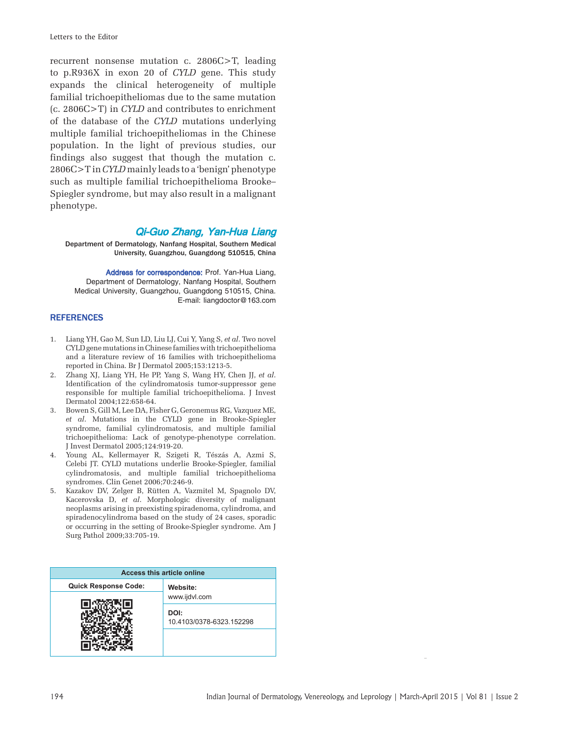recurrent nonsense mutation c. 2806C>T, leading to p.R936X in exon 20 of *CYLD* gene. This study expands the clinical heterogeneity of multiple familial trichoepitheliomas due to the same mutation (c. 2806C>T) in *CYLD* and contributes to enrichment of the database of the *CYLD* mutations underlying multiple familial trichoepitheliomas in the Chinese population. In the light of previous studies, our findings also suggest that though the mutation c. 2806C>T in *CYLD* mainly leads to a 'benign' phenotype such as multiple familial trichoepithelioma Brooke–Spiegler syndrome, but may also result in a malignant phenotype.

***Qi-Guo Zhang, Yan-Hua Liang***

Department of Dermatology, Nanfang Hospital, Southern Medical University, Guangzhou, Guangdong 510515, China

**Address for correspondence:** Prof. Yan-Hua Liang, Department of Dermatology, Nanfang Hospital, Southern Medical University, Guangzhou, Guangdong 510515, China. E-mail: liangdoctor@163.com

## REFERENCES

1. Liang YH, Gao M, Sun LD, Liu LJ, Cui Y, Yang S, *et al*. Two novel CYLD gene mutations in Chinese families with trichoepithelioma and a literature review of 16 families with trichoepithelioma reported in China. Br J Dermatol 2005;153:1213-5.
2. Zhang XJ, Liang YH, He PP, Yang S, Wang HY, Chen JJ, *et al*. Identification of the cylindromatosis tumor-suppressor gene responsible for multiple familial trichoepithelioma. J Invest Dermatol 2004;122:658-64.
3. Bowen S, Gill M, Lee DA, Fisher G, Geronemus RG, Vazquez ME, *et al*. Mutations in the CYLD gene in Brooke-Spiegler syndrome, familial cylindromatosis, and multiple familial trichoepithelioma: Lack of genotype-phenotype correlation. J Invest Dermatol 2005;124:919-20.
4. Young AL, Kellermayer R, Szigeti R, Tészás A, Azmi S, Celebi JT. CYLD mutations underlie Brooke-Spiegler, familial cylindromatosis, and multiple familial trichoepithelioma syndromes. Clin Genet 2006;70:246-9.
5. Kazakov DV, Zelger B, Rütten A, Vazmitel M, Spagnolo DV, Kacerovska D, *et al*. Morphologic diversity of malignant neoplasms arising in preexisting spiradenoma, cylindroma, and spiradenocylindroma based on the study of 24 cases, sporadic or occurring in the setting of Brooke-Spiegler syndrome. Am J Surg Pathol 2009;33:705-19.

| Access this article online | |
|---|---|
| Quick Response Code: | Website: www.ijdvl.com |
| | DOI: 10.4103/0378-6323.152298 |